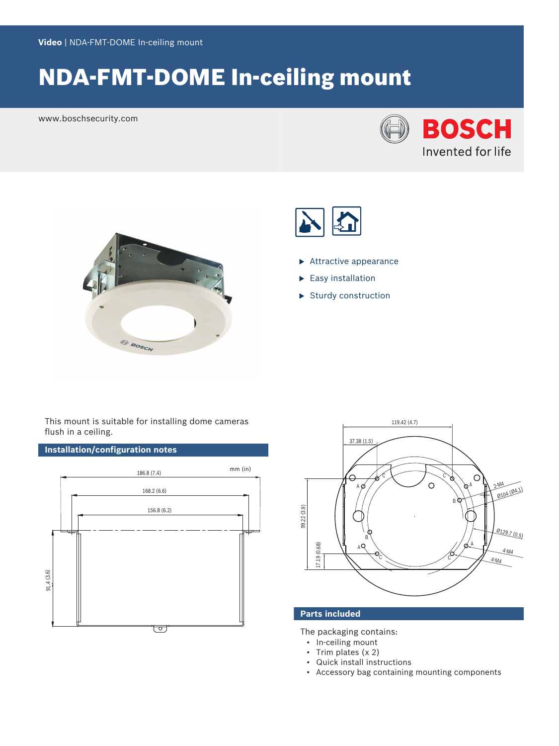Video | NDA-FMT-DOME In-ceiling mount

# NDA-FMT-DOME In-ceiling mount

www.boschsecurity.com

BOSCH
Invented for life

- Attractive appearance
- Easy installation
- Sturdy construction

This mount is suitable for installing dome cameras flush in a ceiling.

## Installation/configuration notes

mm (in)

186.8 (7.4)

168.2 (6.6)

156.8 (6.2)

91.4 (3.6)

119.42 (4.7)

37.38 (1.5)

99.22 (3.9)

17.19 (0.68)

2-M4

Ø104 (Ø4.1)

Ø129.7 (0.5)

4-M4

4-M4

## Parts included

The packaging contains:

- In-ceiling mount
- Trim plates (x 2)
- Quick install instructions
- Accessory bag containing mounting components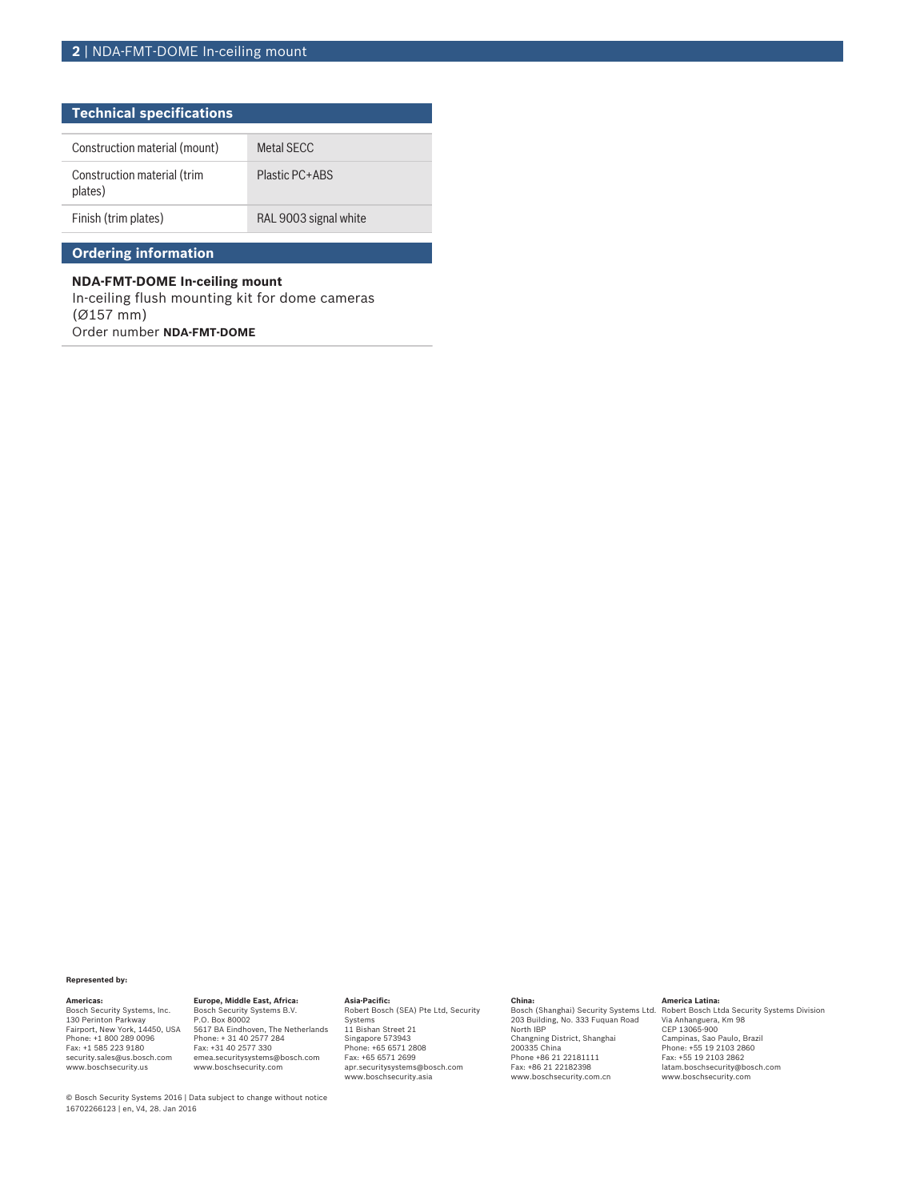## Technical specifications

| | |
|---|---|
| Construction material (mount) | Metal SECC |
| Construction material (trim plates) | Plastic PC+ABS |
| Finish (trim plates) | RAL 9003 signal white |

## Ordering information

**NDA-FMT-DOME In-ceiling mount**
In-ceiling flush mounting kit for dome cameras (Ø157 mm)
Order number **NDA-FMT-DOME**

**Represented by:**

**Americas:**
Bosch Security Systems, Inc.
130 Perinton Parkway
Fairport, New York, 14450, USA
Phone: +1 800 289 0096
Fax: +1 585 223 9180
security.sales@us.bosch.com
www.boschsecurity.us

**Europe, Middle East, Africa:**
Bosch Security Systems B.V.
P.O. Box 80002
5617 BA Eindhoven, The Netherlands
Phone: + 31 40 2577 284
Fax: +31 40 2577 330
emea.securitysystems@bosch.com
www.boschsecurity.com

**Asia-Pacific:**
Robert Bosch (SEA) Pte Ltd, Security Systems
11 Bishan Street 21
Singapore 573943
Phone: +65 6571 2808
Fax: +65 6571 2699
apr.securitysystems@bosch.com
www.boschsecurity.asia

**China:**
Bosch (Shanghai) Security Systems Ltd.
203 Building, No. 333 Fuquan Road
North IBP
Changning District, Shanghai
200335 China
Phone +86 21 22181111
Fax: +86 21 22182398
www.boschsecurity.com.cn

**America Latina:**
Robert Bosch Ltda Security Systems Division
Via Anhanguera, Km 98
CEP 13065-900
Campinas, Sao Paulo, Brazil
Phone: +55 19 2103 2860
Fax: +55 19 2103 2862
latam.boschsecurity@bosch.com
www.boschsecurity.com

© Bosch Security Systems 2016 | Data subject to change without notice
16702266123 | en, V4, 28. Jan 2016